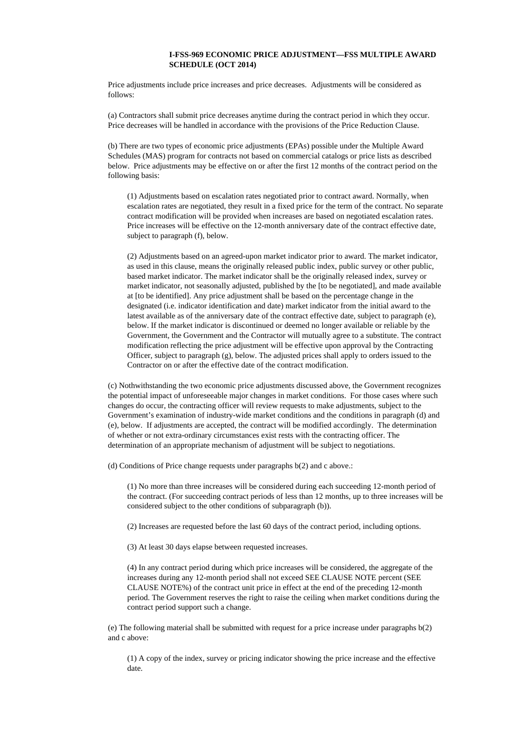**I-FSS-969 ECONOMIC PRICE ADJUSTMENT—FSS MULTIPLE AWARD SCHEDULE (OCT 2014)**

Price adjustments include price increases and price decreases. Adjustments will be considered as follows:

(a) Contractors shall submit price decreases anytime during the contract period in which they occur. Price decreases will be handled in accordance with the provisions of the Price Reduction Clause.

(b) There are two types of economic price adjustments (EPAs) possible under the Multiple Award Schedules (MAS) program for contracts not based on commercial catalogs or price lists as described below. Price adjustments may be effective on or after the first 12 months of the contract period on the following basis:

(1) Adjustments based on escalation rates negotiated prior to contract award. Normally, when escalation rates are negotiated, they result in a fixed price for the term of the contract. No separate contract modification will be provided when increases are based on negotiated escalation rates. Price increases will be effective on the 12-month anniversary date of the contract effective date, subject to paragraph (f), below.

(2) Adjustments based on an agreed-upon market indicator prior to award. The market indicator, as used in this clause, means the originally released public index, public survey or other public, based market indicator. The market indicator shall be the originally released index, survey or market indicator, not seasonally adjusted, published by the [to be negotiated], and made available at [to be identified]. Any price adjustment shall be based on the percentage change in the designated (i.e. indicator identification and date) market indicator from the initial award to the latest available as of the anniversary date of the contract effective date, subject to paragraph (e), below. If the market indicator is discontinued or deemed no longer available or reliable by the Government, the Government and the Contractor will mutually agree to a substitute. The contract modification reflecting the price adjustment will be effective upon approval by the Contracting Officer, subject to paragraph (g), below. The adjusted prices shall apply to orders issued to the Contractor on or after the effective date of the contract modification.

(c) Nothwithstanding the two economic price adjustments discussed above, the Government recognizes the potential impact of unforeseeable major changes in market conditions. For those cases where such changes do occur, the contracting officer will review requests to make adjustments, subject to the Government's examination of industry-wide market conditions and the conditions in paragraph (d) and (e), below. If adjustments are accepted, the contract will be modified accordingly. The determination of whether or not extra-ordinary circumstances exist rests with the contracting officer. The determination of an appropriate mechanism of adjustment will be subject to negotiations.

(d) Conditions of Price change requests under paragraphs b(2) and c above.:

(1) No more than three increases will be considered during each succeeding 12-month period of the contract. (For succeeding contract periods of less than 12 months, up to three increases will be considered subject to the other conditions of subparagraph (b)).

(2) Increases are requested before the last 60 days of the contract period, including options.

(3) At least 30 days elapse between requested increases.

(4) In any contract period during which price increases will be considered, the aggregate of the increases during any 12-month period shall not exceed SEE CLAUSE NOTE percent (SEE CLAUSE NOTE%) of the contract unit price in effect at the end of the preceding 12-month period. The Government reserves the right to raise the ceiling when market conditions during the contract period support such a change.

(e) The following material shall be submitted with request for a price increase under paragraphs b(2) and c above:

(1) A copy of the index, survey or pricing indicator showing the price increase and the effective date.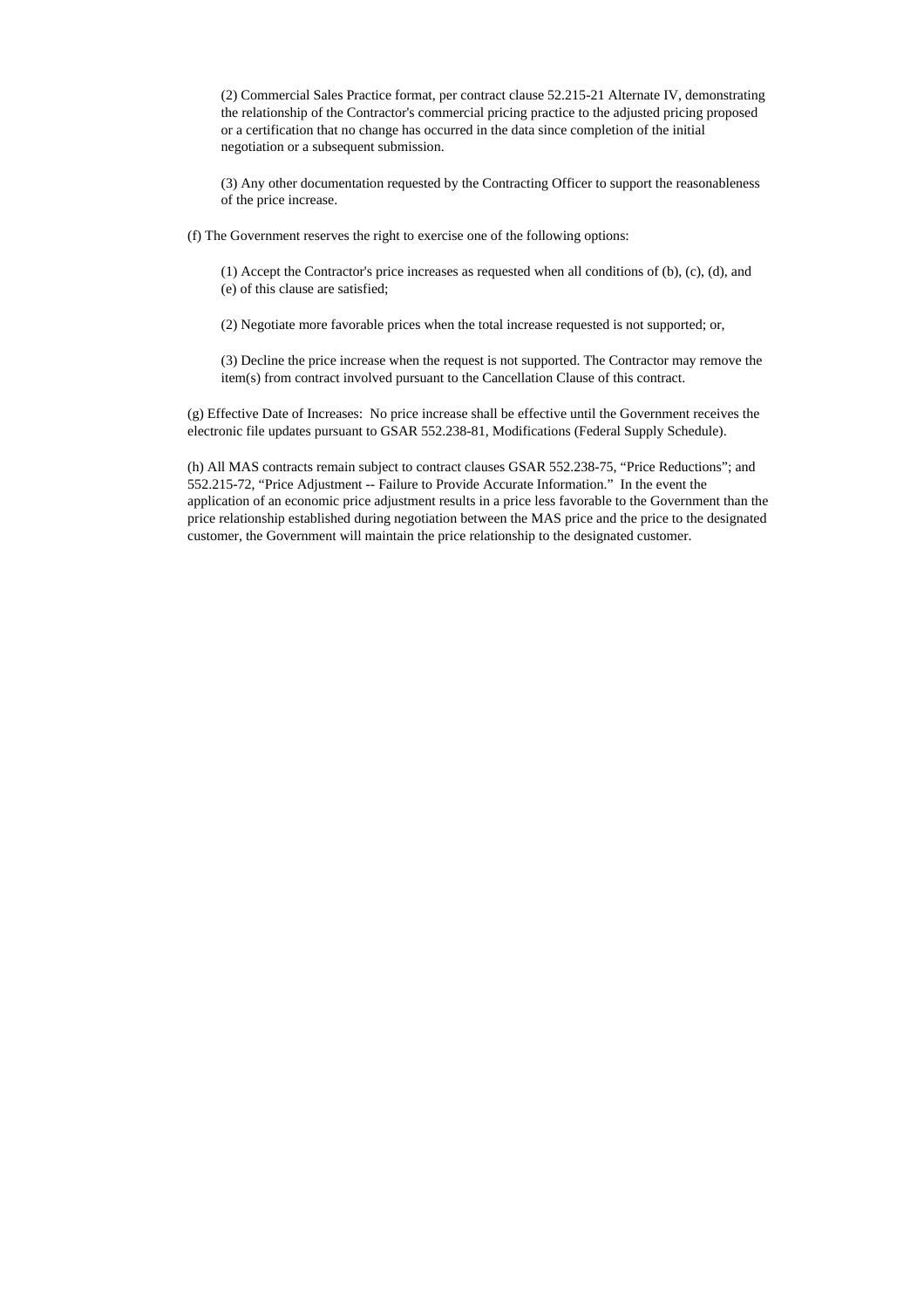(2) Commercial Sales Practice format, per contract clause 52.215-21 Alternate IV, demonstrating the relationship of the Contractor's commercial pricing practice to the adjusted pricing proposed or a certification that no change has occurred in the data since completion of the initial negotiation or a subsequent submission.

(3) Any other documentation requested by the Contracting Officer to support the reasonableness of the price increase.

(f) The Government reserves the right to exercise one of the following options:

(1) Accept the Contractor's price increases as requested when all conditions of (b), (c), (d), and (e) of this clause are satisfied;

(2) Negotiate more favorable prices when the total increase requested is not supported; or,

(3) Decline the price increase when the request is not supported. The Contractor may remove the item(s) from contract involved pursuant to the Cancellation Clause of this contract.

(g) Effective Date of Increases: No price increase shall be effective until the Government receives the electronic file updates pursuant to GSAR 552.238-81, Modifications (Federal Supply Schedule).

(h) All MAS contracts remain subject to contract clauses GSAR 552.238-75, "Price Reductions"; and 552.215-72, "Price Adjustment -- Failure to Provide Accurate Information." In the event the application of an economic price adjustment results in a price less favorable to the Government than the price relationship established during negotiation between the MAS price and the price to the designated customer, the Government will maintain the price relationship to the designated customer.